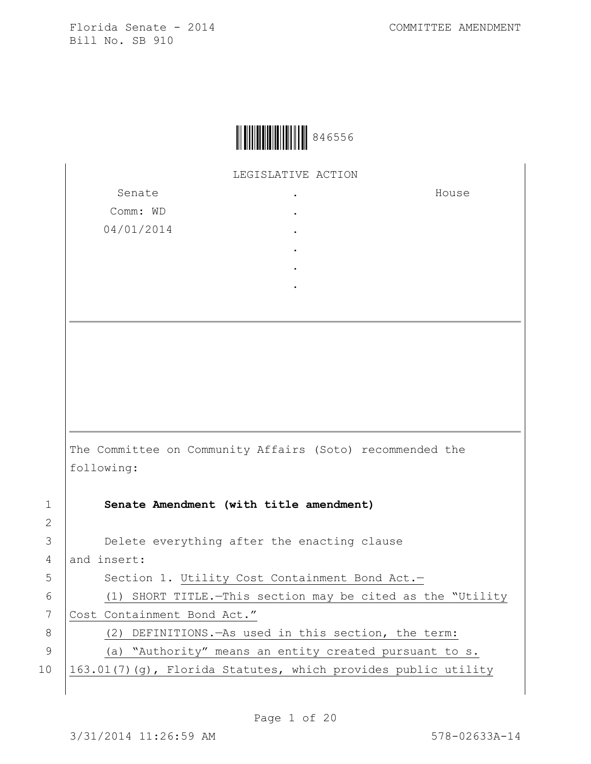Florida Senate - 2014
Bill No. SB 910

COMMITTEE AMENDMENT

846556

LEGISLATIVE ACTION

| Senate | . | House |
|---|---|---|
| Comm: WD | . | |
| 04/01/2014 | . | |
| | . | |
| | . | |
| | . | |

The Committee on Community Affairs (Soto) recommended the following:

1 **Senate Amendment (with title amendment)**

2

3 Delete everything after the enacting clause

4 and insert:

5 Section 1. Utility Cost Containment Bond Act.—

6 (1) SHORT TITLE.—This section may be cited as the "Utility

7 Cost Containment Bond Act."

8 (2) DEFINITIONS.—As used in this section, the term:

9 (a) "Authority" means an entity created pursuant to s.

10 163.01(7)(g), Florida Statutes, which provides public utility

3/31/2014 11:26:59 AM 578-02633A-14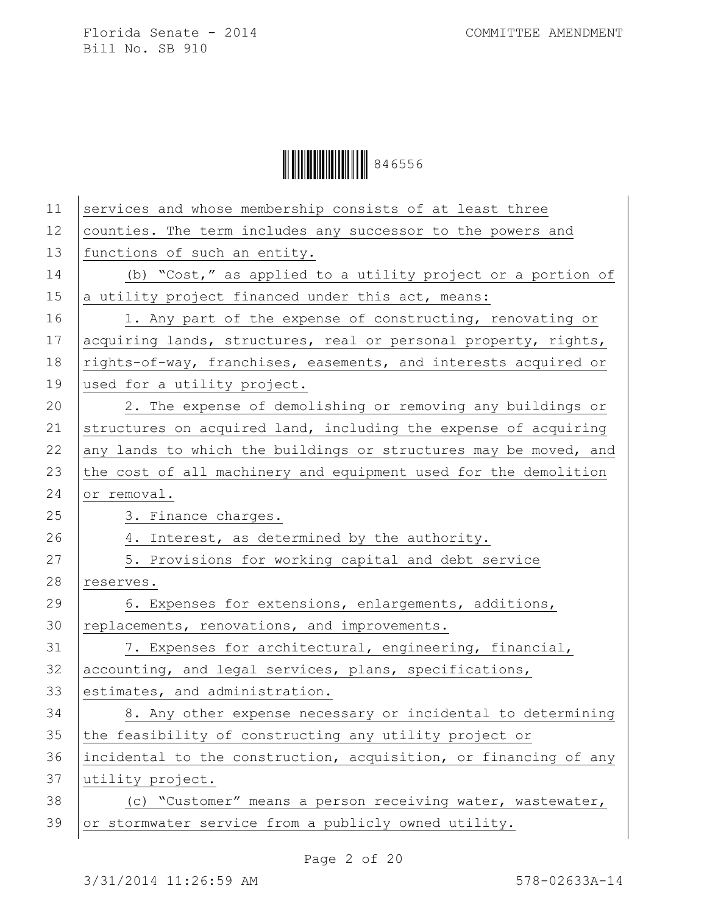services and whose membership consists of at least three counties. The term includes any successor to the powers and functions of such an entity.

(b) "Cost," as applied to a utility project or a portion of a utility project financed under this act, means:

1. Any part of the expense of constructing, renovating or acquiring lands, structures, real or personal property, rights, rights-of-way, franchises, easements, and interests acquired or used for a utility project.

2. The expense of demolishing or removing any buildings or structures on acquired land, including the expense of acquiring any lands to which the buildings or structures may be moved, and the cost of all machinery and equipment used for the demolition or removal.

3. Finance charges.

4. Interest, as determined by the authority.

5. Provisions for working capital and debt service reserves.

6. Expenses for extensions, enlargements, additions, replacements, renovations, and improvements.

7. Expenses for architectural, engineering, financial, accounting, and legal services, plans, specifications, estimates, and administration.

8. Any other expense necessary or incidental to determining the feasibility of constructing any utility project or incidental to the construction, acquisition, or financing of any utility project.

(c) "Customer" means a person receiving water, wastewater, or stormwater service from a publicly owned utility.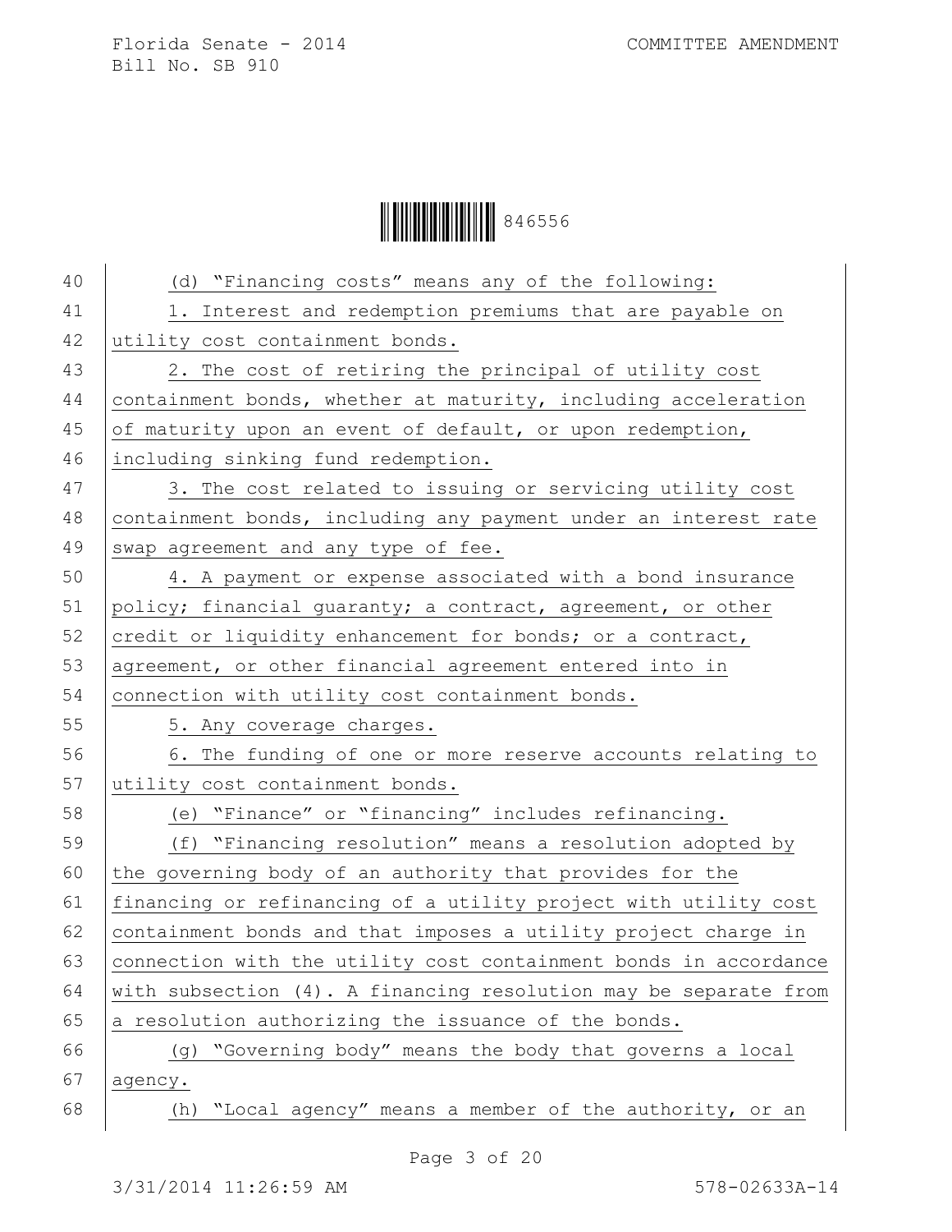(d) "Financing costs" means any of the following:

1. Interest and redemption premiums that are payable on utility cost containment bonds.

2. The cost of retiring the principal of utility cost containment bonds, whether at maturity, including acceleration of maturity upon an event of default, or upon redemption, including sinking fund redemption.

3. The cost related to issuing or servicing utility cost containment bonds, including any payment under an interest rate swap agreement and any type of fee.

4. A payment or expense associated with a bond insurance policy; financial guaranty; a contract, agreement, or other credit or liquidity enhancement for bonds; or a contract, agreement, or other financial agreement entered into in connection with utility cost containment bonds.

5. Any coverage charges.

6. The funding of one or more reserve accounts relating to utility cost containment bonds.

(e) "Finance" or "financing" includes refinancing.

(f) "Financing resolution" means a resolution adopted by the governing body of an authority that provides for the financing or refinancing of a utility project with utility cost containment bonds and that imposes a utility project charge in connection with the utility cost containment bonds in accordance with subsection (4). A financing resolution may be separate from a resolution authorizing the issuance of the bonds.

(g) "Governing body" means the body that governs a local agency.

(h) "Local agency" means a member of the authority, or an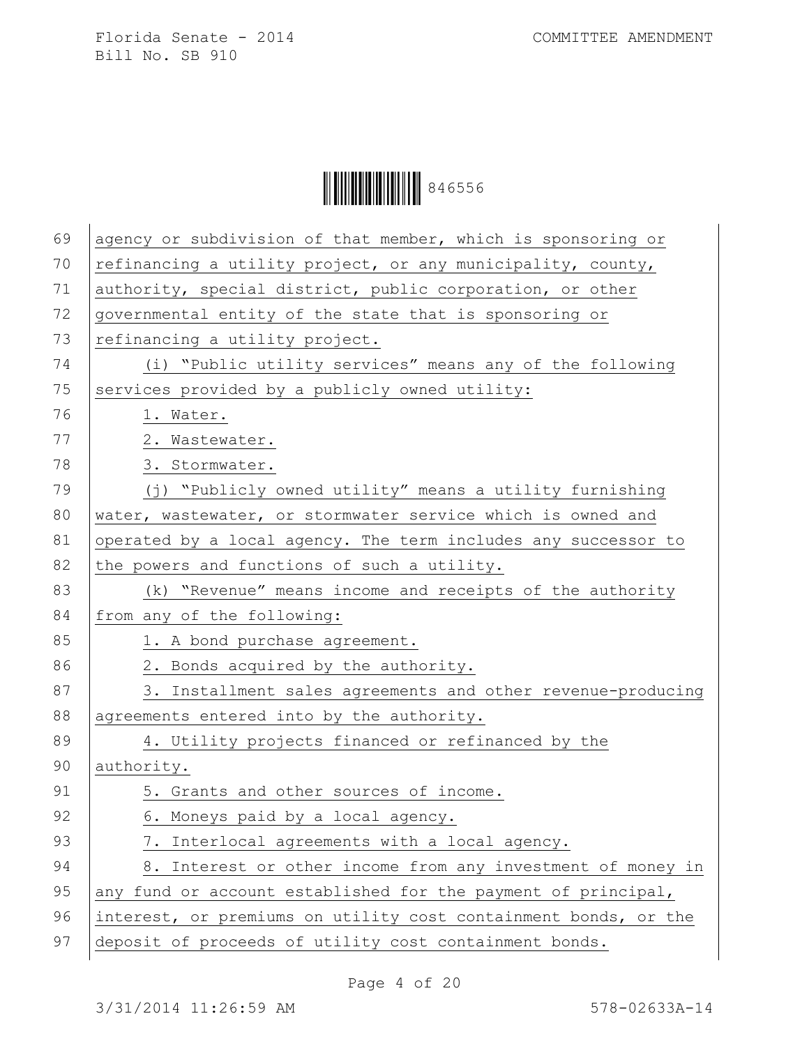agency or subdivision of that member, which is sponsoring or refinancing a utility project, or any municipality, county, authority, special district, public corporation, or other governmental entity of the state that is sponsoring or refinancing a utility project.

(i) "Public utility services" means any of the following services provided by a publicly owned utility:

1. Water.
2. Wastewater.
3. Stormwater.

(j) "Publicly owned utility" means a utility furnishing water, wastewater, or stormwater service which is owned and operated by a local agency. The term includes any successor to the powers and functions of such a utility.

(k) "Revenue" means income and receipts of the authority from any of the following:

1. A bond purchase agreement.
2. Bonds acquired by the authority.
3. Installment sales agreements and other revenue-producing agreements entered into by the authority.
4. Utility projects financed or refinanced by the authority.
5. Grants and other sources of income.
6. Moneys paid by a local agency.
7. Interlocal agreements with a local agency.
8. Interest or other income from any investment of money in any fund or account established for the payment of principal, interest, or premiums on utility cost containment bonds, or the deposit of proceeds of utility cost containment bonds.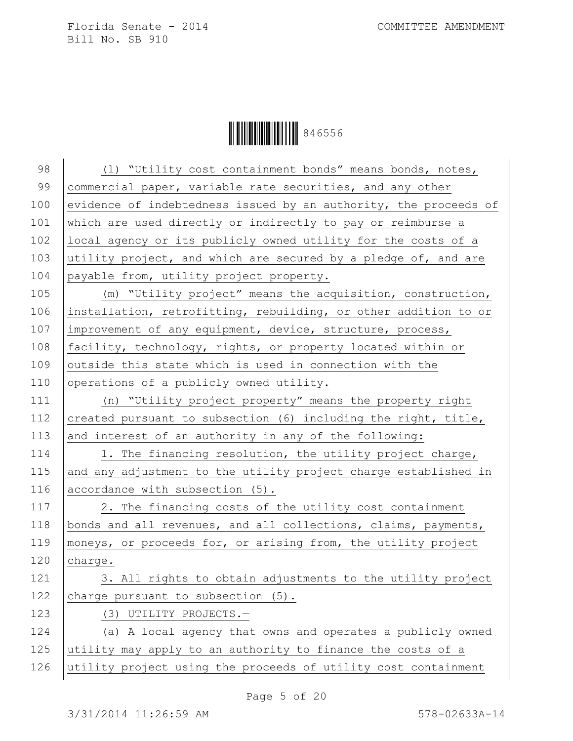(l) "Utility cost containment bonds" means bonds, notes, commercial paper, variable rate securities, and any other evidence of indebtedness issued by an authority, the proceeds of which are used directly or indirectly to pay or reimburse a local agency or its publicly owned utility for the costs of a utility project, and which are secured by a pledge of, and are payable from, utility project property.

(m) "Utility project" means the acquisition, construction, installation, retrofitting, rebuilding, or other addition to or improvement of any equipment, device, structure, process, facility, technology, rights, or property located within or outside this state which is used in connection with the operations of a publicly owned utility.

(n) "Utility project property" means the property right created pursuant to subsection (6) including the right, title, and interest of an authority in any of the following:

1. The financing resolution, the utility project charge, and any adjustment to the utility project charge established in accordance with subsection (5).

2. The financing costs of the utility cost containment bonds and all revenues, and all collections, claims, payments, moneys, or proceeds for, or arising from, the utility project charge.

3. All rights to obtain adjustments to the utility project charge pursuant to subsection (5).

(3) UTILITY PROJECTS.—

(a) A local agency that owns and operates a publicly owned utility may apply to an authority to finance the costs of a utility project using the proceeds of utility cost containment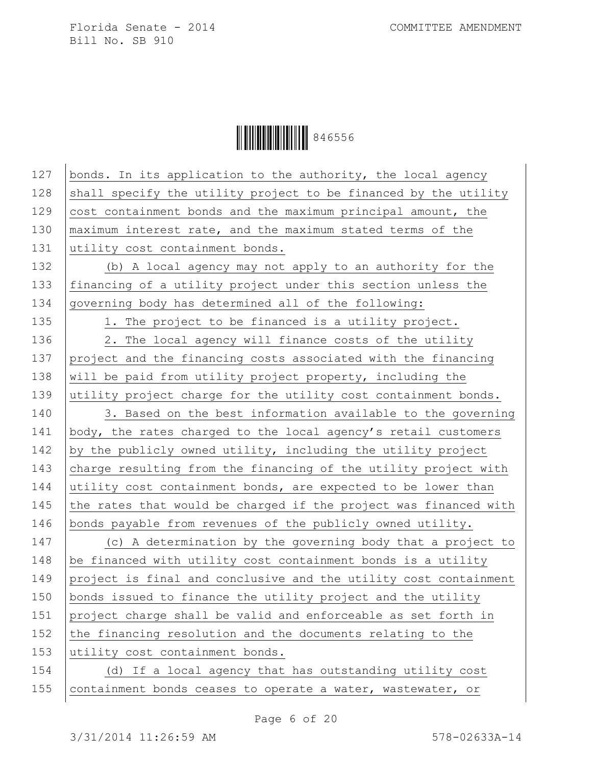bonds. In its application to the authority, the local agency shall specify the utility project to be financed by the utility cost containment bonds and the maximum principal amount, the maximum interest rate, and the maximum stated terms of the utility cost containment bonds.

(b) A local agency may not apply to an authority for the financing of a utility project under this section unless the governing body has determined all of the following:

1. The project to be financed is a utility project.

2. The local agency will finance costs of the utility project and the financing costs associated with the financing will be paid from utility project property, including the utility project charge for the utility cost containment bonds.

3. Based on the best information available to the governing body, the rates charged to the local agency's retail customers by the publicly owned utility, including the utility project charge resulting from the financing of the utility project with utility cost containment bonds, are expected to be lower than the rates that would be charged if the project was financed with bonds payable from revenues of the publicly owned utility.

(c) A determination by the governing body that a project to be financed with utility cost containment bonds is a utility project is final and conclusive and the utility cost containment bonds issued to finance the utility project and the utility project charge shall be valid and enforceable as set forth in the financing resolution and the documents relating to the utility cost containment bonds.

(d) If a local agency that has outstanding utility cost containment bonds ceases to operate a water, wastewater, or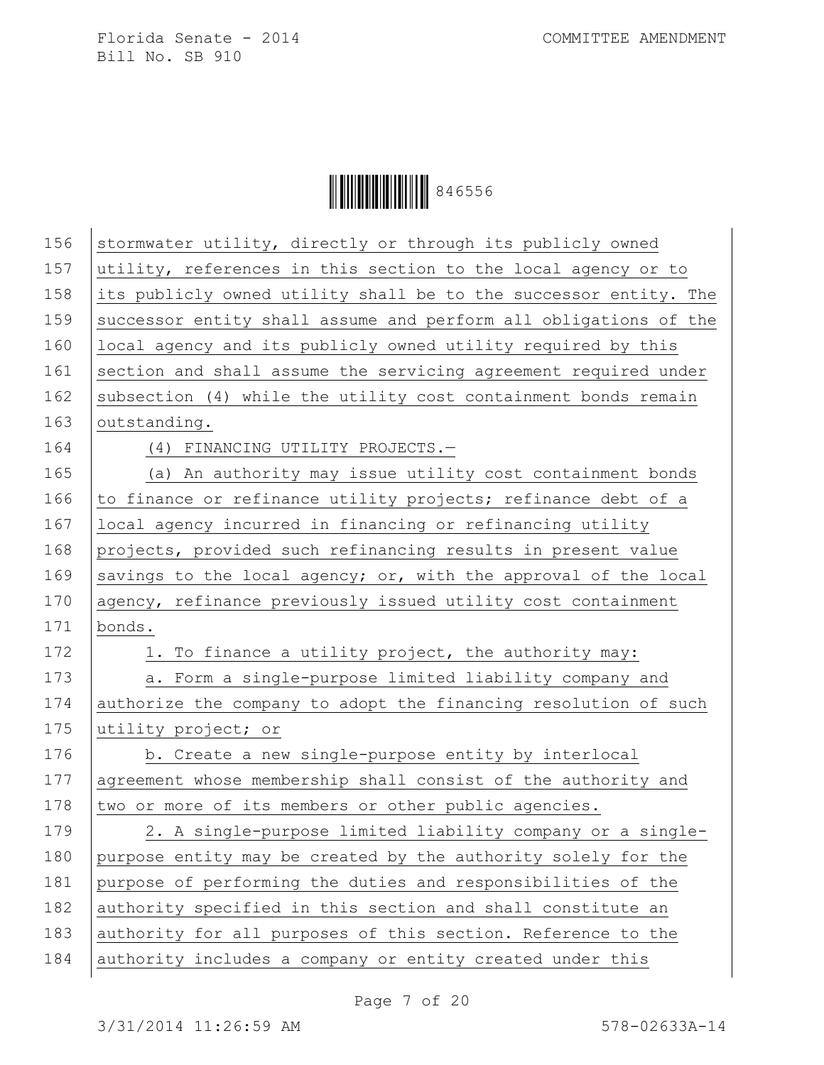stormwater utility, directly or through its publicly owned utility, references in this section to the local agency or to its publicly owned utility shall be to the successor entity. The successor entity shall assume and perform all obligations of the local agency and its publicly owned utility required by this section and shall assume the servicing agreement required under subsection (4) while the utility cost containment bonds remain outstanding.

(4) FINANCING UTILITY PROJECTS.—

(a) An authority may issue utility cost containment bonds to finance or refinance utility projects; refinance debt of a local agency incurred in financing or refinancing utility projects, provided such refinancing results in present value savings to the local agency; or, with the approval of the local agency, refinance previously issued utility cost containment bonds.

1. To finance a utility project, the authority may:

a. Form a single-purpose limited liability company and authorize the company to adopt the financing resolution of such utility project; or

b. Create a new single-purpose entity by interlocal agreement whose membership shall consist of the authority and two or more of its members or other public agencies.

2. A single-purpose limited liability company or a single-purpose entity may be created by the authority solely for the purpose of performing the duties and responsibilities of the authority specified in this section and shall constitute an authority for all purposes of this section. Reference to the authority includes a company or entity created under this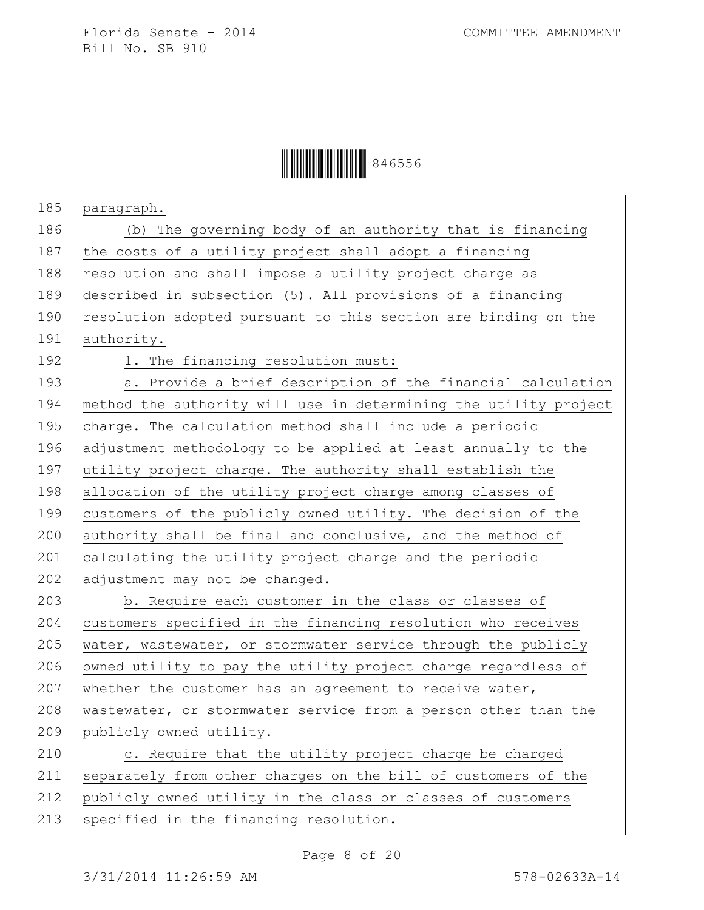paragraph.

(b) The governing body of an authority that is financing the costs of a utility project shall adopt a financing resolution and shall impose a utility project charge as described in subsection (5). All provisions of a financing resolution adopted pursuant to this section are binding on the authority.

1. The financing resolution must:

a. Provide a brief description of the financial calculation method the authority will use in determining the utility project charge. The calculation method shall include a periodic adjustment methodology to be applied at least annually to the utility project charge. The authority shall establish the allocation of the utility project charge among classes of customers of the publicly owned utility. The decision of the authority shall be final and conclusive, and the method of calculating the utility project charge and the periodic adjustment may not be changed.

b. Require each customer in the class or classes of customers specified in the financing resolution who receives water, wastewater, or stormwater service through the publicly owned utility to pay the utility project charge regardless of whether the customer has an agreement to receive water, wastewater, or stormwater service from a person other than the publicly owned utility.

c. Require that the utility project charge be charged separately from other charges on the bill of customers of the publicly owned utility in the class or classes of customers specified in the financing resolution.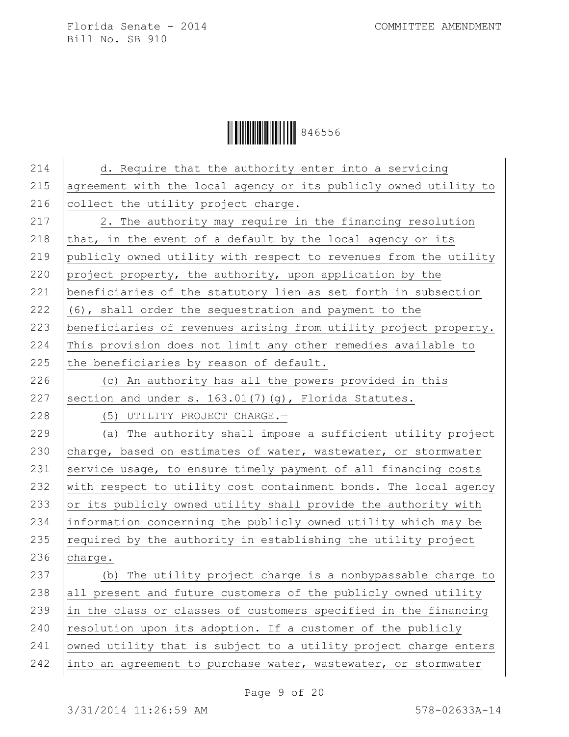d. Require that the authority enter into a servicing agreement with the local agency or its publicly owned utility to collect the utility project charge.

2. The authority may require in the financing resolution that, in the event of a default by the local agency or its publicly owned utility with respect to revenues from the utility project property, the authority, upon application by the beneficiaries of the statutory lien as set forth in subsection (6), shall order the sequestration and payment to the beneficiaries of revenues arising from utility project property. This provision does not limit any other remedies available to the beneficiaries by reason of default.

(c) An authority has all the powers provided in this section and under s. 163.01(7)(g), Florida Statutes.

(5) UTILITY PROJECT CHARGE.—

(a) The authority shall impose a sufficient utility project charge, based on estimates of water, wastewater, or stormwater service usage, to ensure timely payment of all financing costs with respect to utility cost containment bonds. The local agency or its publicly owned utility shall provide the authority with information concerning the publicly owned utility which may be required by the authority in establishing the utility project charge.

(b) The utility project charge is a nonbypassable charge to all present and future customers of the publicly owned utility in the class or classes of customers specified in the financing resolution upon its adoption. If a customer of the publicly owned utility that is subject to a utility project charge enters into an agreement to purchase water, wastewater, or stormwater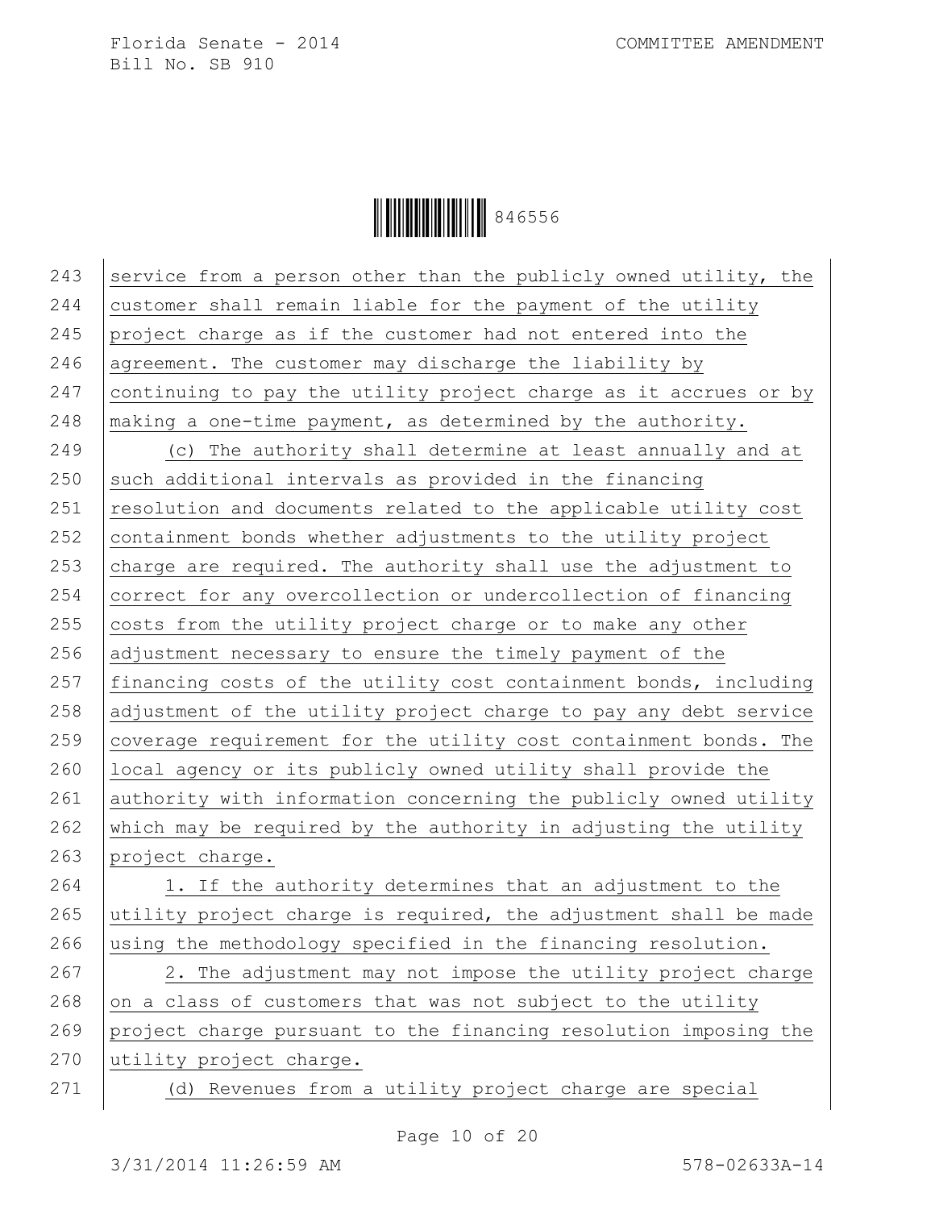service from a person other than the publicly owned utility, the customer shall remain liable for the payment of the utility project charge as if the customer had not entered into the agreement. The customer may discharge the liability by continuing to pay the utility project charge as it accrues or by making a one-time payment, as determined by the authority.

(c) The authority shall determine at least annually and at such additional intervals as provided in the financing resolution and documents related to the applicable utility cost containment bonds whether adjustments to the utility project charge are required. The authority shall use the adjustment to correct for any overcollection or undercollection of financing costs from the utility project charge or to make any other adjustment necessary to ensure the timely payment of the financing costs of the utility cost containment bonds, including adjustment of the utility project charge to pay any debt service coverage requirement for the utility cost containment bonds. The local agency or its publicly owned utility shall provide the authority with information concerning the publicly owned utility which may be required by the authority in adjusting the utility project charge.

1. If the authority determines that an adjustment to the utility project charge is required, the adjustment shall be made using the methodology specified in the financing resolution.

2. The adjustment may not impose the utility project charge on a class of customers that was not subject to the utility project charge pursuant to the financing resolution imposing the utility project charge.

(d) Revenues from a utility project charge are special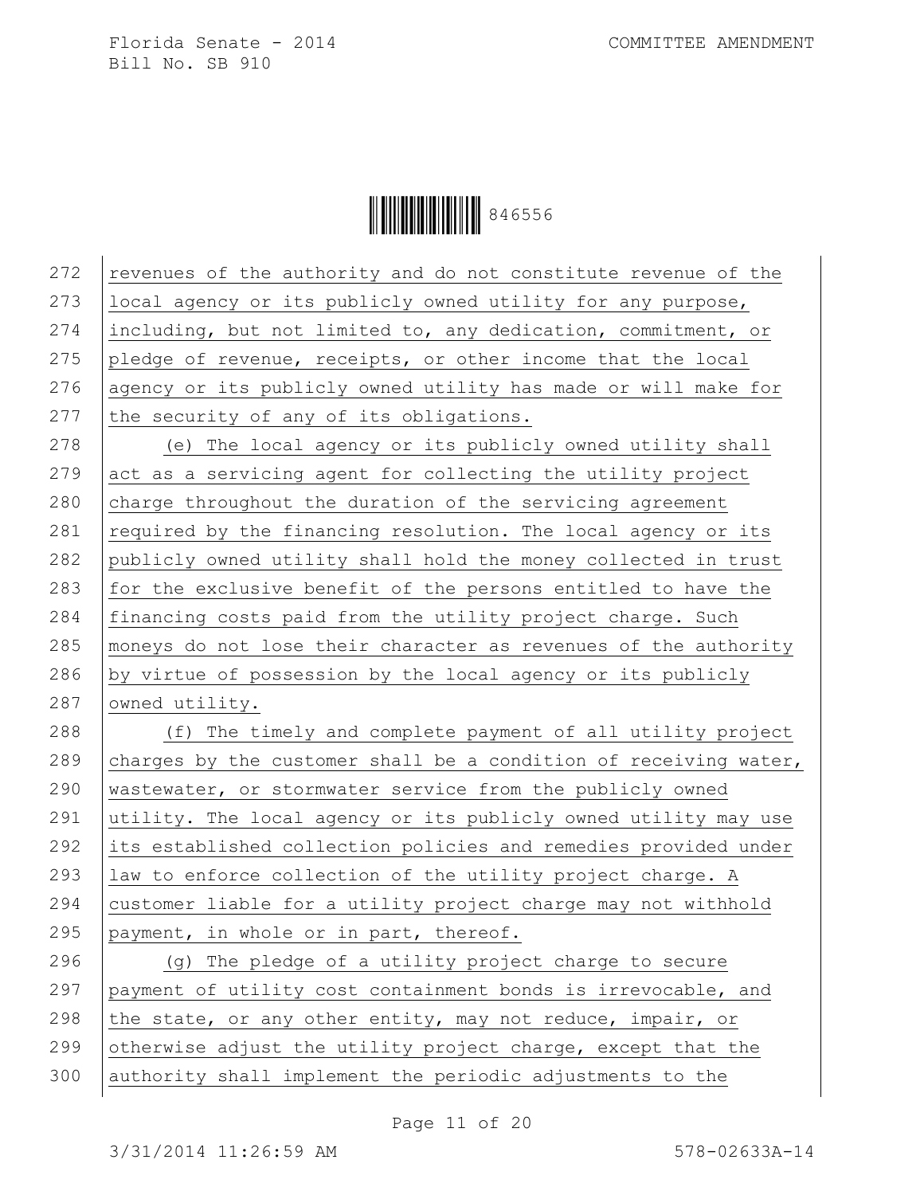272 revenues of the authority and do not constitute revenue of the
273 local agency or its publicly owned utility for any purpose,
274 including, but not limited to, any dedication, commitment, or
275 pledge of revenue, receipts, or other income that the local
276 agency or its publicly owned utility has made or will make for
277 the security of any of its obligations.

278 (e) The local agency or its publicly owned utility shall
279 act as a servicing agent for collecting the utility project
280 charge throughout the duration of the servicing agreement
281 required by the financing resolution. The local agency or its
282 publicly owned utility shall hold the money collected in trust
283 for the exclusive benefit of the persons entitled to have the
284 financing costs paid from the utility project charge. Such
285 moneys do not lose their character as revenues of the authority
286 by virtue of possession by the local agency or its publicly
287 owned utility.

288 (f) The timely and complete payment of all utility project
289 charges by the customer shall be a condition of receiving water,
290 wastewater, or stormwater service from the publicly owned
291 utility. The local agency or its publicly owned utility may use
292 its established collection policies and remedies provided under
293 law to enforce collection of the utility project charge. A
294 customer liable for a utility project charge may not withhold
295 payment, in whole or in part, thereof.

296 (g) The pledge of a utility project charge to secure
297 payment of utility cost containment bonds is irrevocable, and
298 the state, or any other entity, may not reduce, impair, or
299 otherwise adjust the utility project charge, except that the
300 authority shall implement the periodic adjustments to the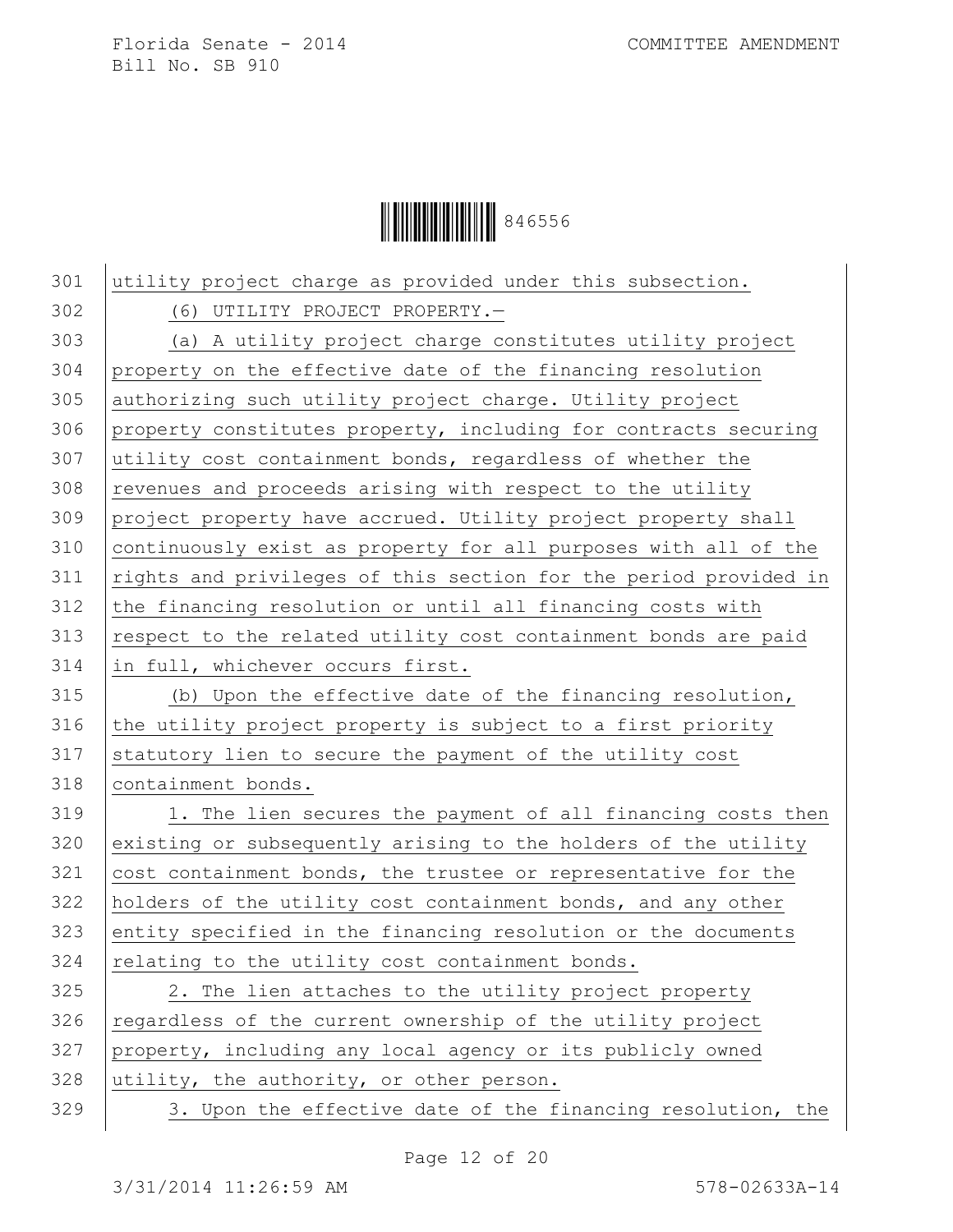utility project charge as provided under this subsection.

(6) UTILITY PROJECT PROPERTY.—

(a) A utility project charge constitutes utility project property on the effective date of the financing resolution authorizing such utility project charge. Utility project property constitutes property, including for contracts securing utility cost containment bonds, regardless of whether the revenues and proceeds arising with respect to the utility project property have accrued. Utility project property shall continuously exist as property for all purposes with all of the rights and privileges of this section for the period provided in the financing resolution or until all financing costs with respect to the related utility cost containment bonds are paid in full, whichever occurs first.

(b) Upon the effective date of the financing resolution, the utility project property is subject to a first priority statutory lien to secure the payment of the utility cost containment bonds.

1. The lien secures the payment of all financing costs then existing or subsequently arising to the holders of the utility cost containment bonds, the trustee or representative for the holders of the utility cost containment bonds, and any other entity specified in the financing resolution or the documents relating to the utility cost containment bonds.

2. The lien attaches to the utility project property regardless of the current ownership of the utility project property, including any local agency or its publicly owned utility, the authority, or other person.

3. Upon the effective date of the financing resolution, the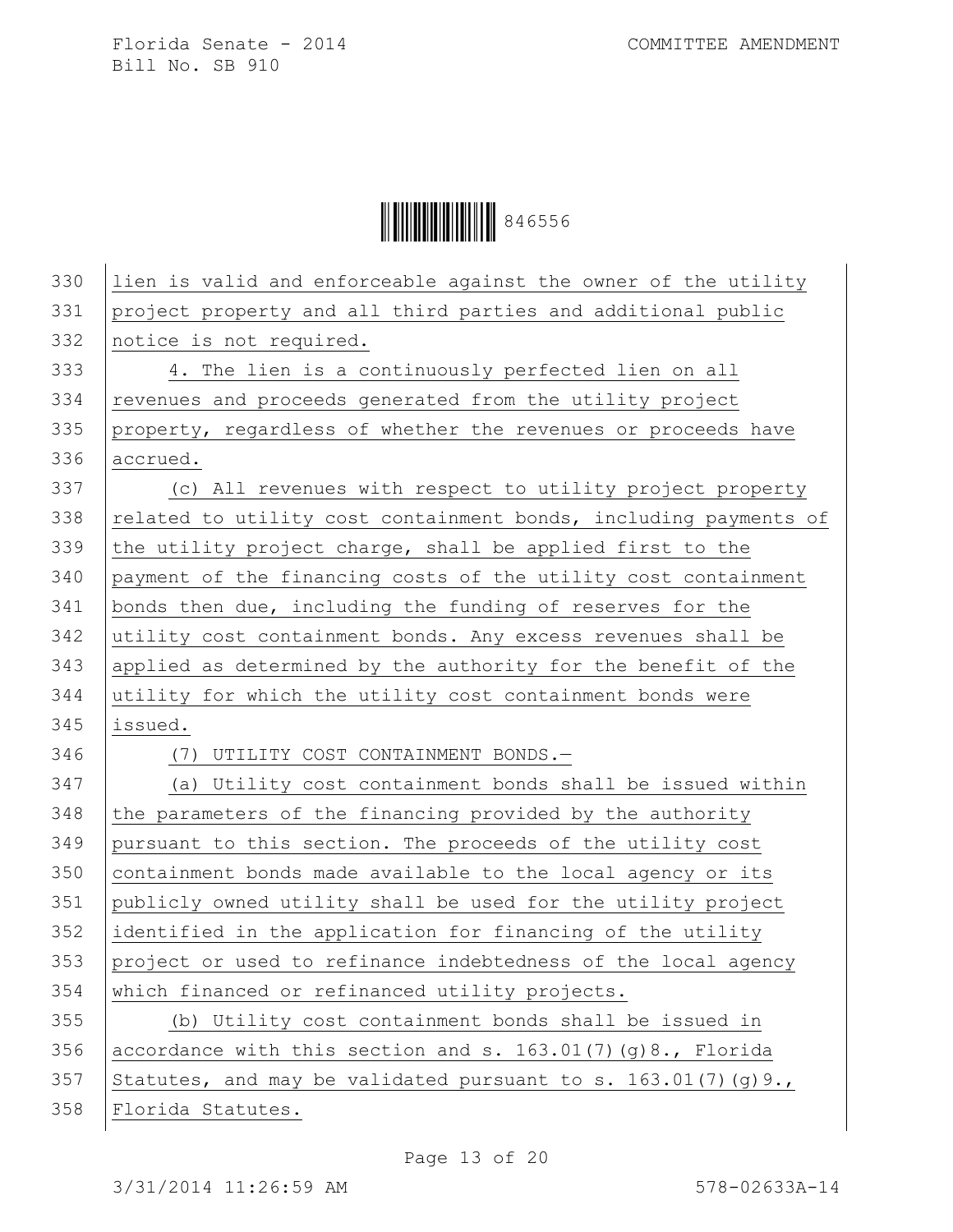lien is valid and enforceable against the owner of the utility project property and all third parties and additional public notice is not required.

4. The lien is a continuously perfected lien on all revenues and proceeds generated from the utility project property, regardless of whether the revenues or proceeds have accrued.

(c) All revenues with respect to utility project property related to utility cost containment bonds, including payments of the utility project charge, shall be applied first to the payment of the financing costs of the utility cost containment bonds then due, including the funding of reserves for the utility cost containment bonds. Any excess revenues shall be applied as determined by the authority for the benefit of the utility for which the utility cost containment bonds were issued.

(7) UTILITY COST CONTAINMENT BONDS.—

(a) Utility cost containment bonds shall be issued within the parameters of the financing provided by the authority pursuant to this section. The proceeds of the utility cost containment bonds made available to the local agency or its publicly owned utility shall be used for the utility project identified in the application for financing of the utility project or used to refinance indebtedness of the local agency which financed or refinanced utility projects.

(b) Utility cost containment bonds shall be issued in accordance with this section and s. 163.01(7)(g)8., Florida Statutes, and may be validated pursuant to s. 163.01(7)(g)9., Florida Statutes.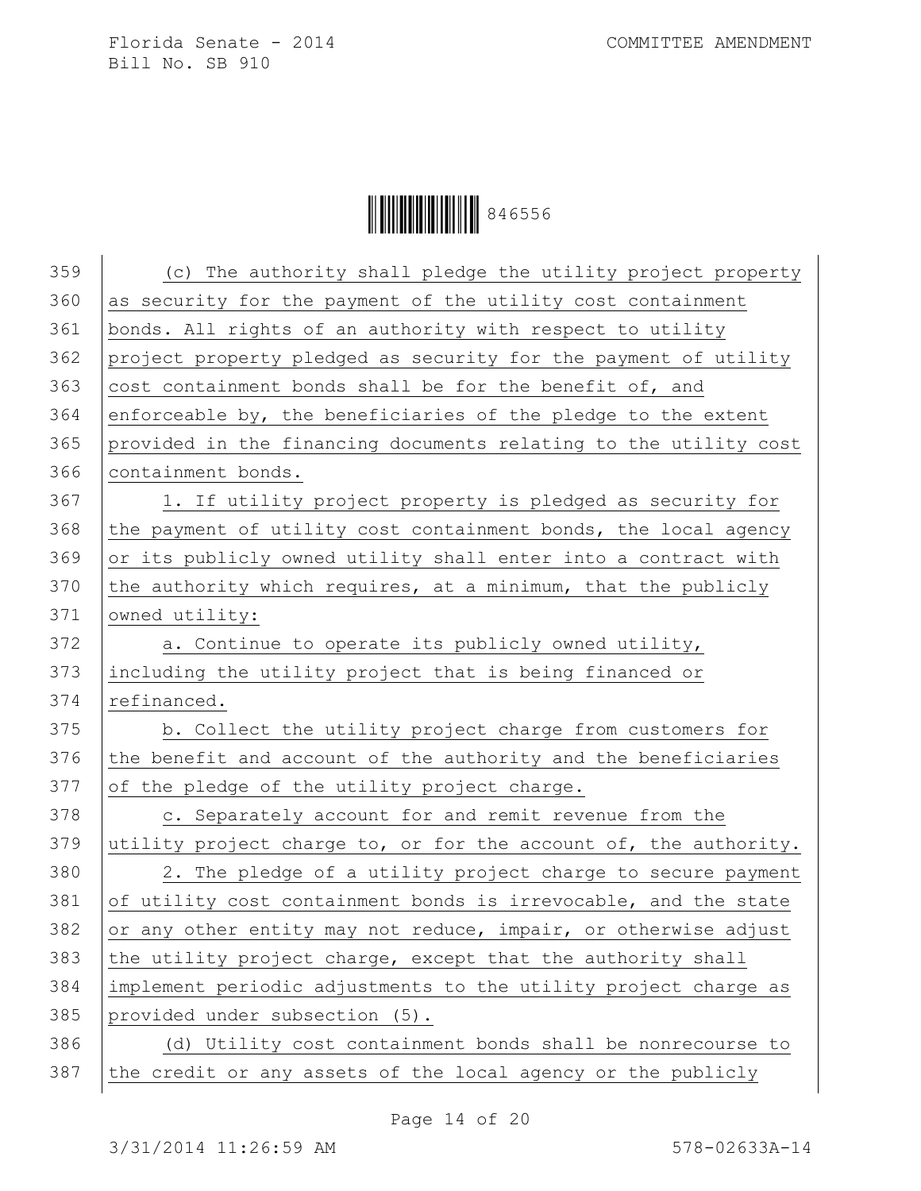(c) The authority shall pledge the utility project property as security for the payment of the utility cost containment bonds. All rights of an authority with respect to utility project property pledged as security for the payment of utility cost containment bonds shall be for the benefit of, and enforceable by, the beneficiaries of the pledge to the extent provided in the financing documents relating to the utility cost containment bonds.

1. If utility project property is pledged as security for the payment of utility cost containment bonds, the local agency or its publicly owned utility shall enter into a contract with the authority which requires, at a minimum, that the publicly owned utility:

a. Continue to operate its publicly owned utility, including the utility project that is being financed or refinanced.

b. Collect the utility project charge from customers for the benefit and account of the authority and the beneficiaries of the pledge of the utility project charge.

c. Separately account for and remit revenue from the utility project charge to, or for the account of, the authority.

2. The pledge of a utility project charge to secure payment of utility cost containment bonds is irrevocable, and the state or any other entity may not reduce, impair, or otherwise adjust the utility project charge, except that the authority shall implement periodic adjustments to the utility project charge as provided under subsection (5).

(d) Utility cost containment bonds shall be nonrecourse to the credit or any assets of the local agency or the publicly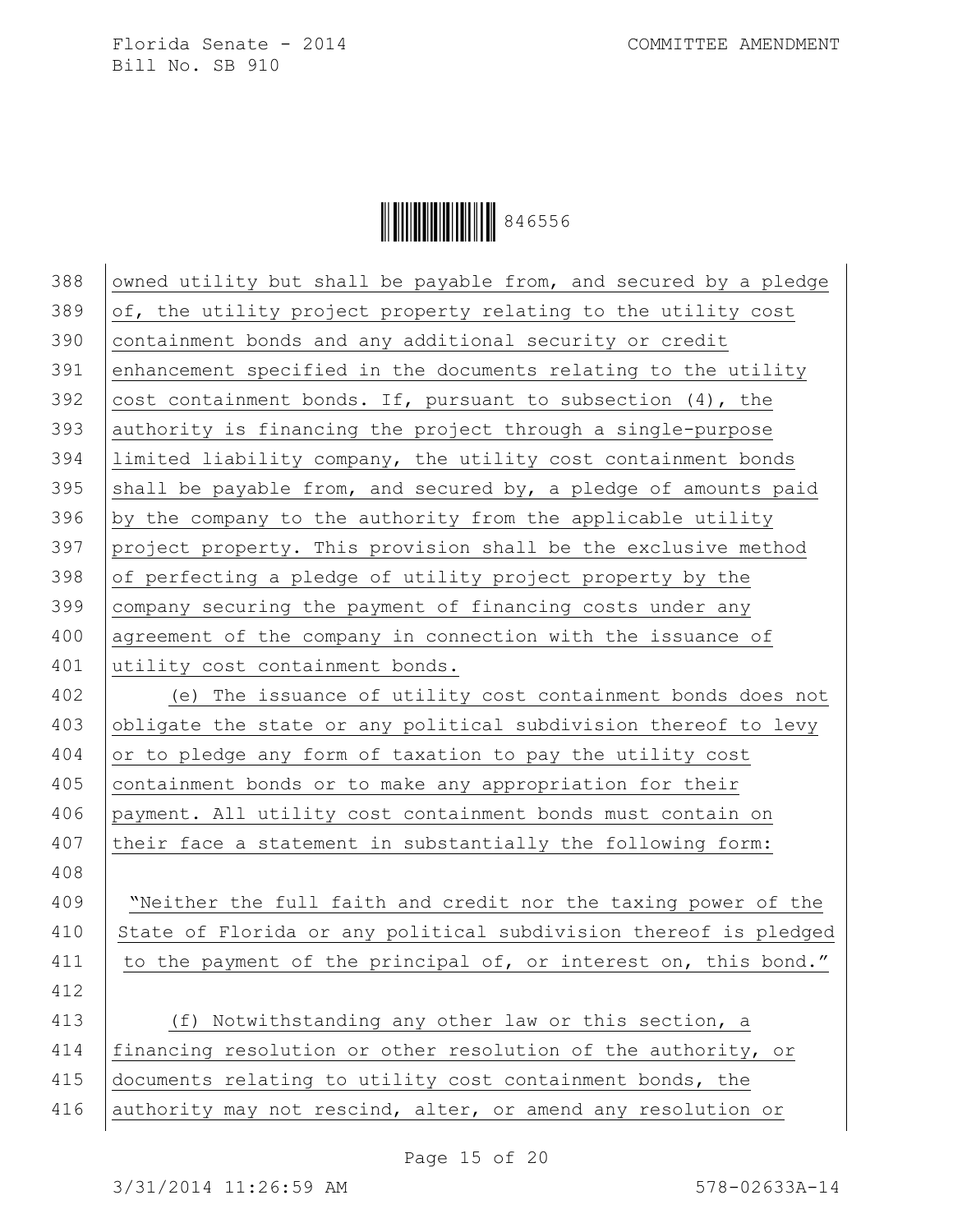owned utility but shall be payable from, and secured by a pledge of, the utility project property relating to the utility cost containment bonds and any additional security or credit enhancement specified in the documents relating to the utility cost containment bonds. If, pursuant to subsection (4), the authority is financing the project through a single-purpose limited liability company, the utility cost containment bonds shall be payable from, and secured by, a pledge of amounts paid by the company to the authority from the applicable utility project property. This provision shall be the exclusive method of perfecting a pledge of utility project property by the company securing the payment of financing costs under any agreement of the company in connection with the issuance of utility cost containment bonds.

(e) The issuance of utility cost containment bonds does not obligate the state or any political subdivision thereof to levy or to pledge any form of taxation to pay the utility cost containment bonds or to make any appropriation for their payment. All utility cost containment bonds must contain on their face a statement in substantially the following form:

"Neither the full faith and credit nor the taxing power of the State of Florida or any political subdivision thereof is pledged to the payment of the principal of, or interest on, this bond."

(f) Notwithstanding any other law or this section, a financing resolution or other resolution of the authority, or documents relating to utility cost containment bonds, the authority may not rescind, alter, or amend any resolution or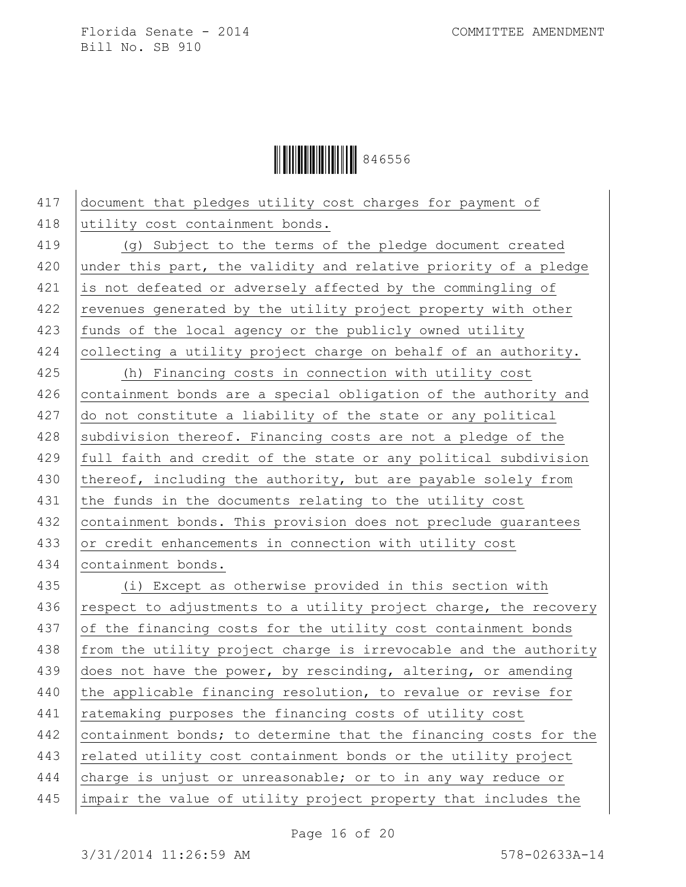document that pledges utility cost charges for payment of utility cost containment bonds.

(g) Subject to the terms of the pledge document created under this part, the validity and relative priority of a pledge is not defeated or adversely affected by the commingling of revenues generated by the utility project property with other funds of the local agency or the publicly owned utility collecting a utility project charge on behalf of an authority.

(h) Financing costs in connection with utility cost containment bonds are a special obligation of the authority and do not constitute a liability of the state or any political subdivision thereof. Financing costs are not a pledge of the full faith and credit of the state or any political subdivision thereof, including the authority, but are payable solely from the funds in the documents relating to the utility cost containment bonds. This provision does not preclude guarantees or credit enhancements in connection with utility cost containment bonds.

(i) Except as otherwise provided in this section with respect to adjustments to a utility project charge, the recovery of the financing costs for the utility cost containment bonds from the utility project charge is irrevocable and the authority does not have the power, by rescinding, altering, or amending the applicable financing resolution, to revalue or revise for ratemaking purposes the financing costs of utility cost containment bonds; to determine that the financing costs for the related utility cost containment bonds or the utility project charge is unjust or unreasonable; or to in any way reduce or impair the value of utility project property that includes the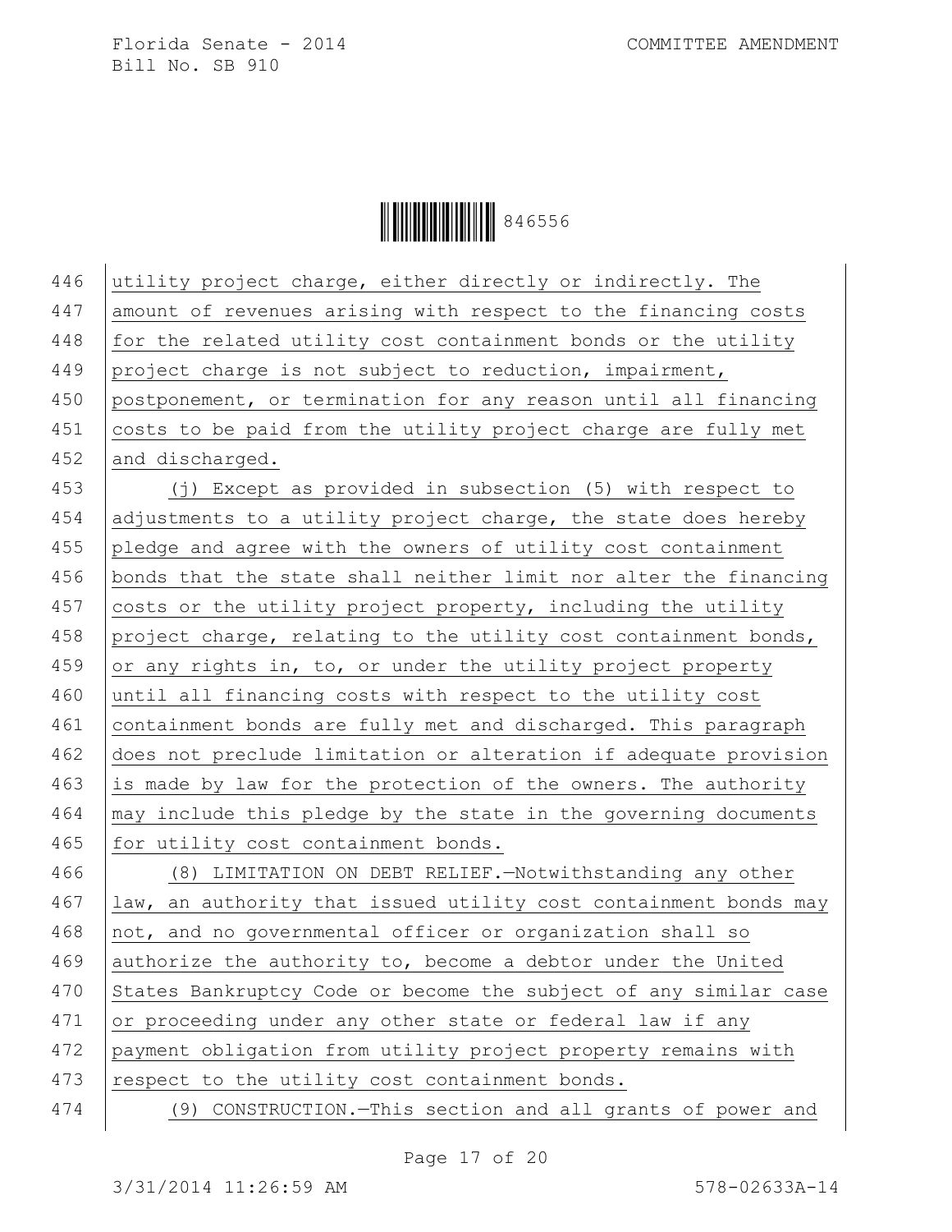utility project charge, either directly or indirectly. The amount of revenues arising with respect to the financing costs for the related utility cost containment bonds or the utility project charge is not subject to reduction, impairment, postponement, or termination for any reason until all financing costs to be paid from the utility project charge are fully met and discharged.

(j) Except as provided in subsection (5) with respect to adjustments to a utility project charge, the state does hereby pledge and agree with the owners of utility cost containment bonds that the state shall neither limit nor alter the financing costs or the utility project property, including the utility project charge, relating to the utility cost containment bonds, or any rights in, to, or under the utility project property until all financing costs with respect to the utility cost containment bonds are fully met and discharged. This paragraph does not preclude limitation or alteration if adequate provision is made by law for the protection of the owners. The authority may include this pledge by the state in the governing documents for utility cost containment bonds.

(8) LIMITATION ON DEBT RELIEF.—Notwithstanding any other law, an authority that issued utility cost containment bonds may not, and no governmental officer or organization shall so authorize the authority to, become a debtor under the United States Bankruptcy Code or become the subject of any similar case or proceeding under any other state or federal law if any payment obligation from utility project property remains with respect to the utility cost containment bonds.

(9) CONSTRUCTION.—This section and all grants of power and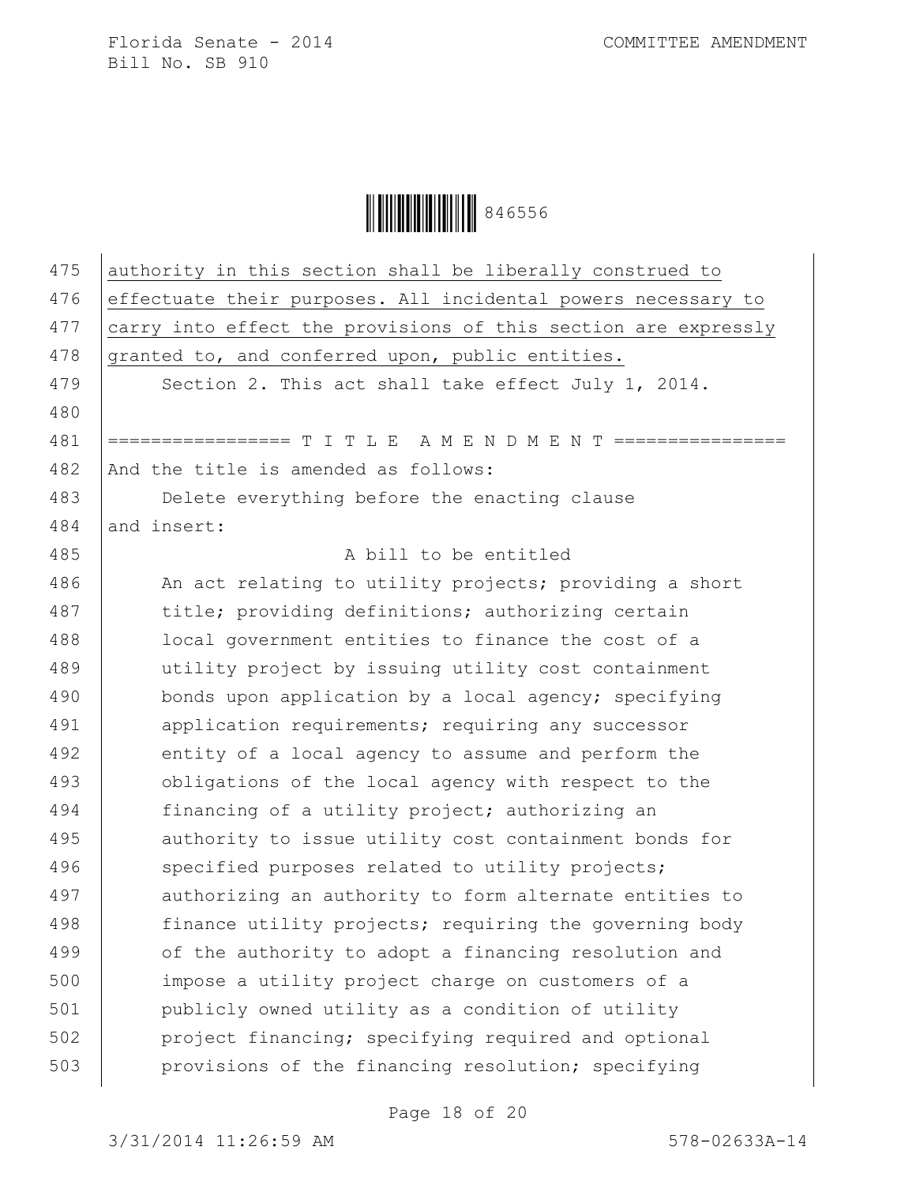authority in this section shall be liberally construed to effectuate their purposes. All incidental powers necessary to carry into effect the provisions of this section are expressly granted to, and conferred upon, public entities.

Section 2. This act shall take effect July 1, 2014.

================= T I T L E  A M E N D M E N T ================

And the title is amended as follows:

Delete everything before the enacting clause

and insert:

A bill to be entitled

An act relating to utility projects; providing a short title; providing definitions; authorizing certain local government entities to finance the cost of a utility project by issuing utility cost containment bonds upon application by a local agency; specifying application requirements; requiring any successor entity of a local agency to assume and perform the obligations of the local agency with respect to the financing of a utility project; authorizing an authority to issue utility cost containment bonds for specified purposes related to utility projects; authorizing an authority to form alternate entities to finance utility projects; requiring the governing body of the authority to adopt a financing resolution and impose a utility project charge on customers of a publicly owned utility as a condition of utility project financing; specifying required and optional provisions of the financing resolution; specifying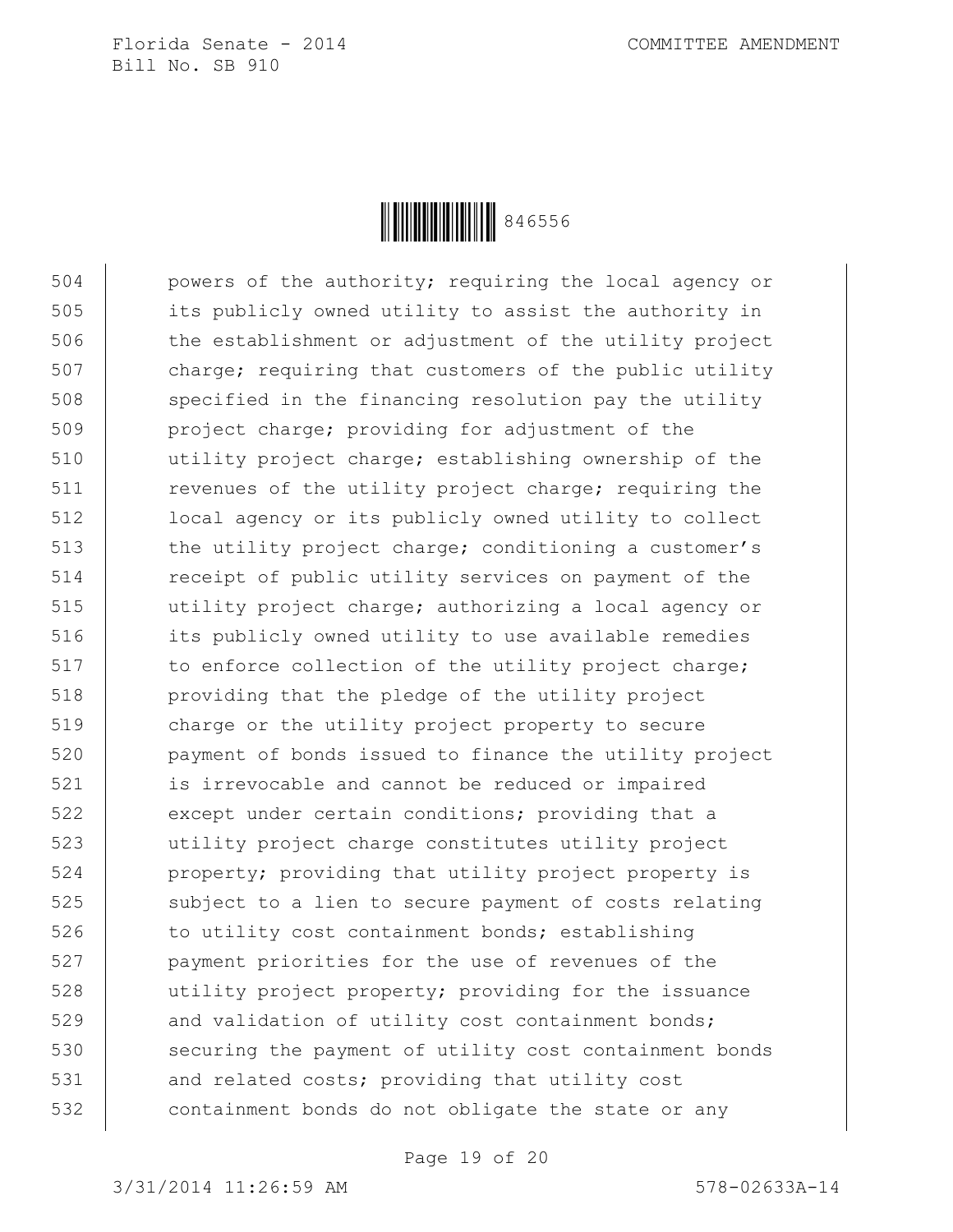powers of the authority; requiring the local agency or its publicly owned utility to assist the authority in the establishment or adjustment of the utility project charge; requiring that customers of the public utility specified in the financing resolution pay the utility project charge; providing for adjustment of the utility project charge; establishing ownership of the revenues of the utility project charge; requiring the local agency or its publicly owned utility to collect the utility project charge; conditioning a customer's receipt of public utility services on payment of the utility project charge; authorizing a local agency or its publicly owned utility to use available remedies to enforce collection of the utility project charge; providing that the pledge of the utility project charge or the utility project property to secure payment of bonds issued to finance the utility project is irrevocable and cannot be reduced or impaired except under certain conditions; providing that a utility project charge constitutes utility project property; providing that utility project property is subject to a lien to secure payment of costs relating to utility cost containment bonds; establishing payment priorities for the use of revenues of the utility project property; providing for the issuance and validation of utility cost containment bonds; securing the payment of utility cost containment bonds and related costs; providing that utility cost containment bonds do not obligate the state or any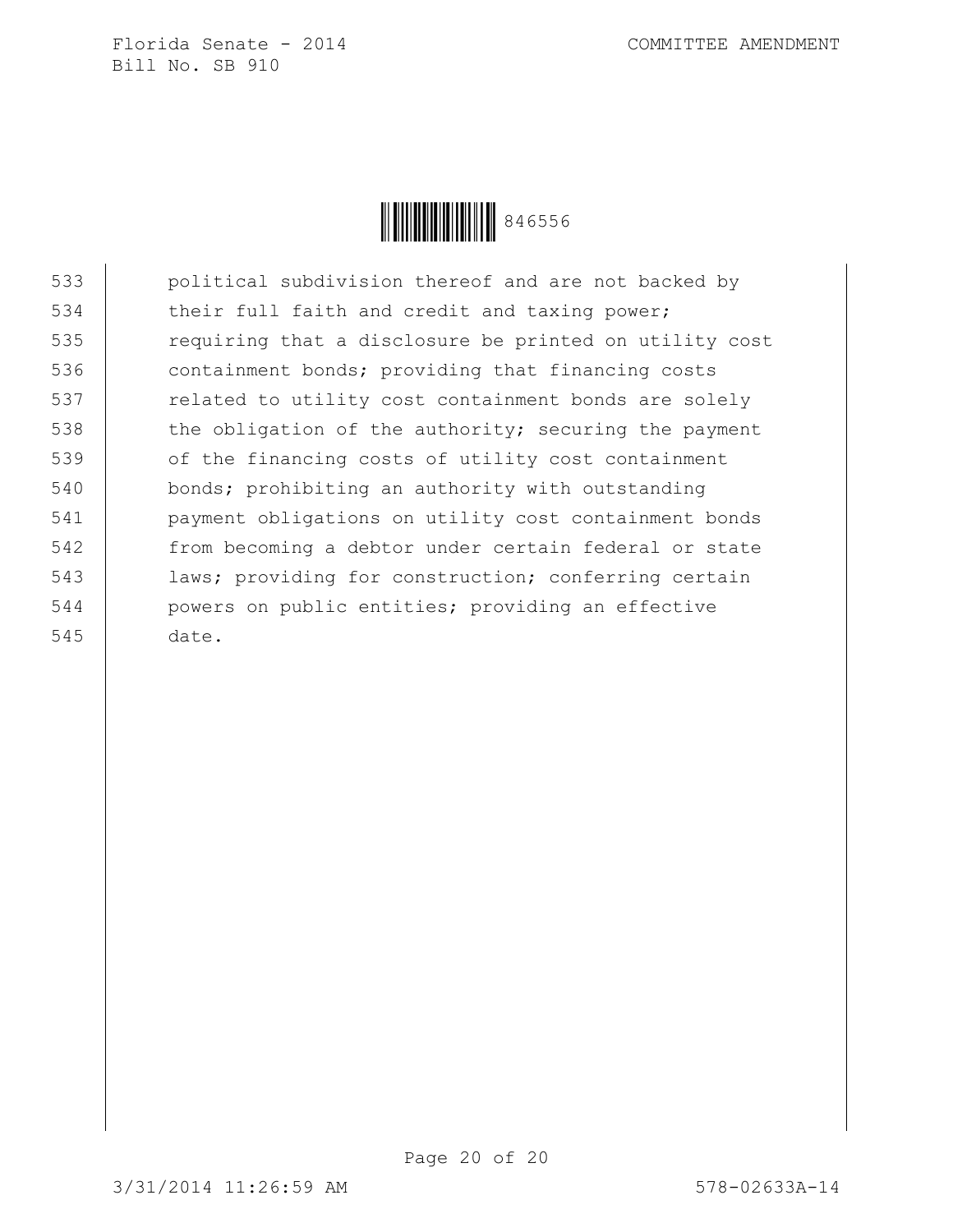533 political subdivision thereof and are not backed by
534 their full faith and credit and taxing power;
535 requiring that a disclosure be printed on utility cost
536 containment bonds; providing that financing costs
537 related to utility cost containment bonds are solely
538 the obligation of the authority; securing the payment
539 of the financing costs of utility cost containment
540 bonds; prohibiting an authority with outstanding
541 payment obligations on utility cost containment bonds
542 from becoming a debtor under certain federal or state
543 laws; providing for construction; conferring certain
544 powers on public entities; providing an effective
545 date.